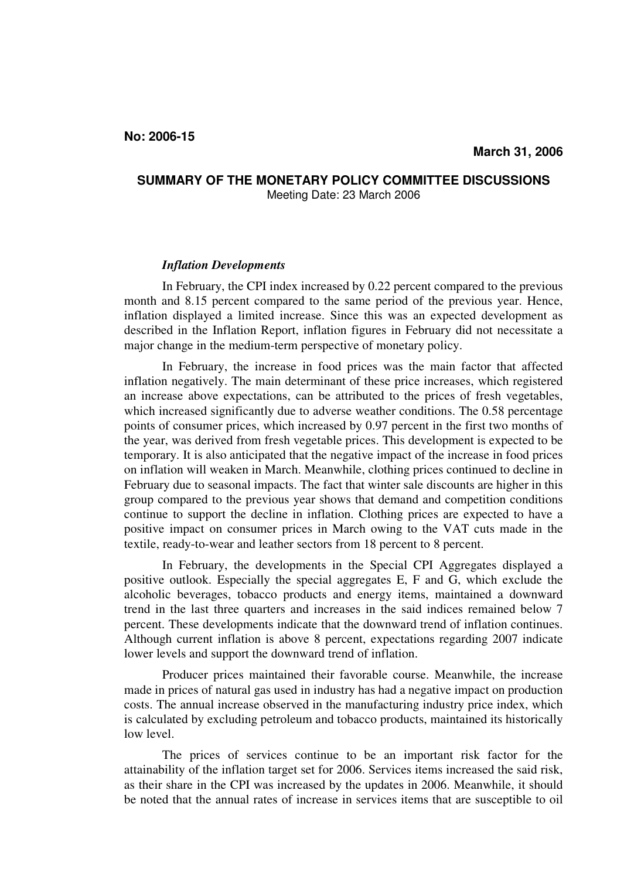**No: 2006-15**

**March 31, 2006**

# SUMMARY OF THE MONETARY POLICY COMMITTEE DISCUSSIONS

Meeting Date: 23 March 2006

***Inflation Developments***

In February, the CPI index increased by 0.22 percent compared to the previous month and 8.15 percent compared to the same period of the previous year. Hence, inflation displayed a limited increase. Since this was an expected development as described in the Inflation Report, inflation figures in February did not necessitate a major change in the medium-term perspective of monetary policy.

In February, the increase in food prices was the main factor that affected inflation negatively. The main determinant of these price increases, which registered an increase above expectations, can be attributed to the prices of fresh vegetables, which increased significantly due to adverse weather conditions. The 0.58 percentage points of consumer prices, which increased by 0.97 percent in the first two months of the year, was derived from fresh vegetable prices. This development is expected to be temporary. It is also anticipated that the negative impact of the increase in food prices on inflation will weaken in March. Meanwhile, clothing prices continued to decline in February due to seasonal impacts. The fact that winter sale discounts are higher in this group compared to the previous year shows that demand and competition conditions continue to support the decline in inflation. Clothing prices are expected to have a positive impact on consumer prices in March owing to the VAT cuts made in the textile, ready-to-wear and leather sectors from 18 percent to 8 percent.

In February, the developments in the Special CPI Aggregates displayed a positive outlook. Especially the special aggregates E, F and G, which exclude the alcoholic beverages, tobacco products and energy items, maintained a downward trend in the last three quarters and increases in the said indices remained below 7 percent. These developments indicate that the downward trend of inflation continues. Although current inflation is above 8 percent, expectations regarding 2007 indicate lower levels and support the downward trend of inflation.

Producer prices maintained their favorable course. Meanwhile, the increase made in prices of natural gas used in industry has had a negative impact on production costs. The annual increase observed in the manufacturing industry price index, which is calculated by excluding petroleum and tobacco products, maintained its historically low level.

The prices of services continue to be an important risk factor for the attainability of the inflation target set for 2006. Services items increased the said risk, as their share in the CPI was increased by the updates in 2006. Meanwhile, it should be noted that the annual rates of increase in services items that are susceptible to oil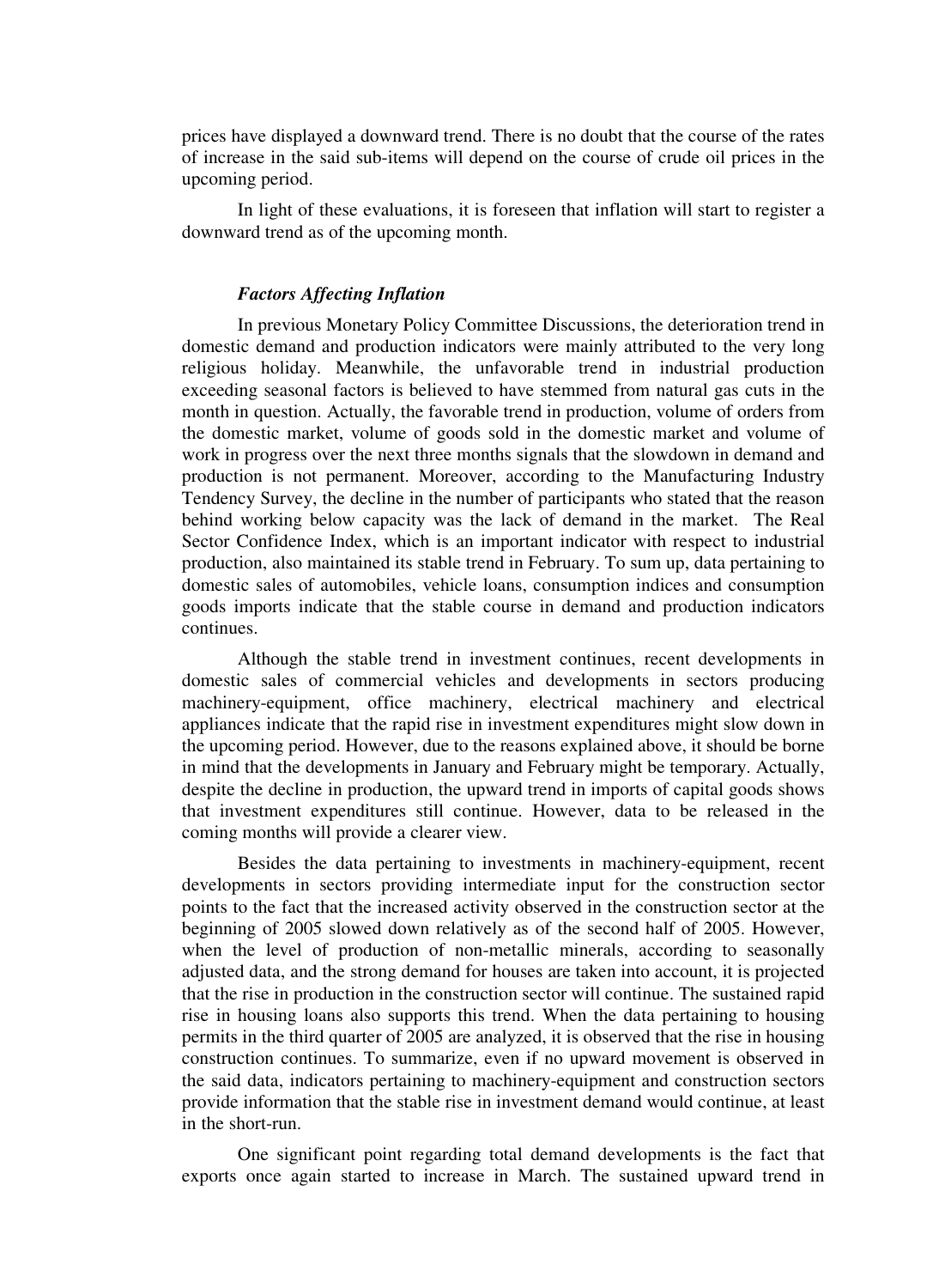prices have displayed a downward trend. There is no doubt that the course of the rates of increase in the said sub-items will depend on the course of crude oil prices in the upcoming period.

In light of these evaluations, it is foreseen that inflation will start to register a downward trend as of the upcoming month.

### *Factors Affecting Inflation*

In previous Monetary Policy Committee Discussions, the deterioration trend in domestic demand and production indicators were mainly attributed to the very long religious holiday. Meanwhile, the unfavorable trend in industrial production exceeding seasonal factors is believed to have stemmed from natural gas cuts in the month in question. Actually, the favorable trend in production, volume of orders from the domestic market, volume of goods sold in the domestic market and volume of work in progress over the next three months signals that the slowdown in demand and production is not permanent. Moreover, according to the Manufacturing Industry Tendency Survey, the decline in the number of participants who stated that the reason behind working below capacity was the lack of demand in the market. The Real Sector Confidence Index, which is an important indicator with respect to industrial production, also maintained its stable trend in February. To sum up, data pertaining to domestic sales of automobiles, vehicle loans, consumption indices and consumption goods imports indicate that the stable course in demand and production indicators continues.

Although the stable trend in investment continues, recent developments in domestic sales of commercial vehicles and developments in sectors producing machinery-equipment, office machinery, electrical machinery and electrical appliances indicate that the rapid rise in investment expenditures might slow down in the upcoming period. However, due to the reasons explained above, it should be borne in mind that the developments in January and February might be temporary. Actually, despite the decline in production, the upward trend in imports of capital goods shows that investment expenditures still continue. However, data to be released in the coming months will provide a clearer view.

Besides the data pertaining to investments in machinery-equipment, recent developments in sectors providing intermediate input for the construction sector points to the fact that the increased activity observed in the construction sector at the beginning of 2005 slowed down relatively as of the second half of 2005. However, when the level of production of non-metallic minerals, according to seasonally adjusted data, and the strong demand for houses are taken into account, it is projected that the rise in production in the construction sector will continue. The sustained rapid rise in housing loans also supports this trend. When the data pertaining to housing permits in the third quarter of 2005 are analyzed, it is observed that the rise in housing construction continues. To summarize, even if no upward movement is observed in the said data, indicators pertaining to machinery-equipment and construction sectors provide information that the stable rise in investment demand would continue, at least in the short-run.

One significant point regarding total demand developments is the fact that exports once again started to increase in March. The sustained upward trend in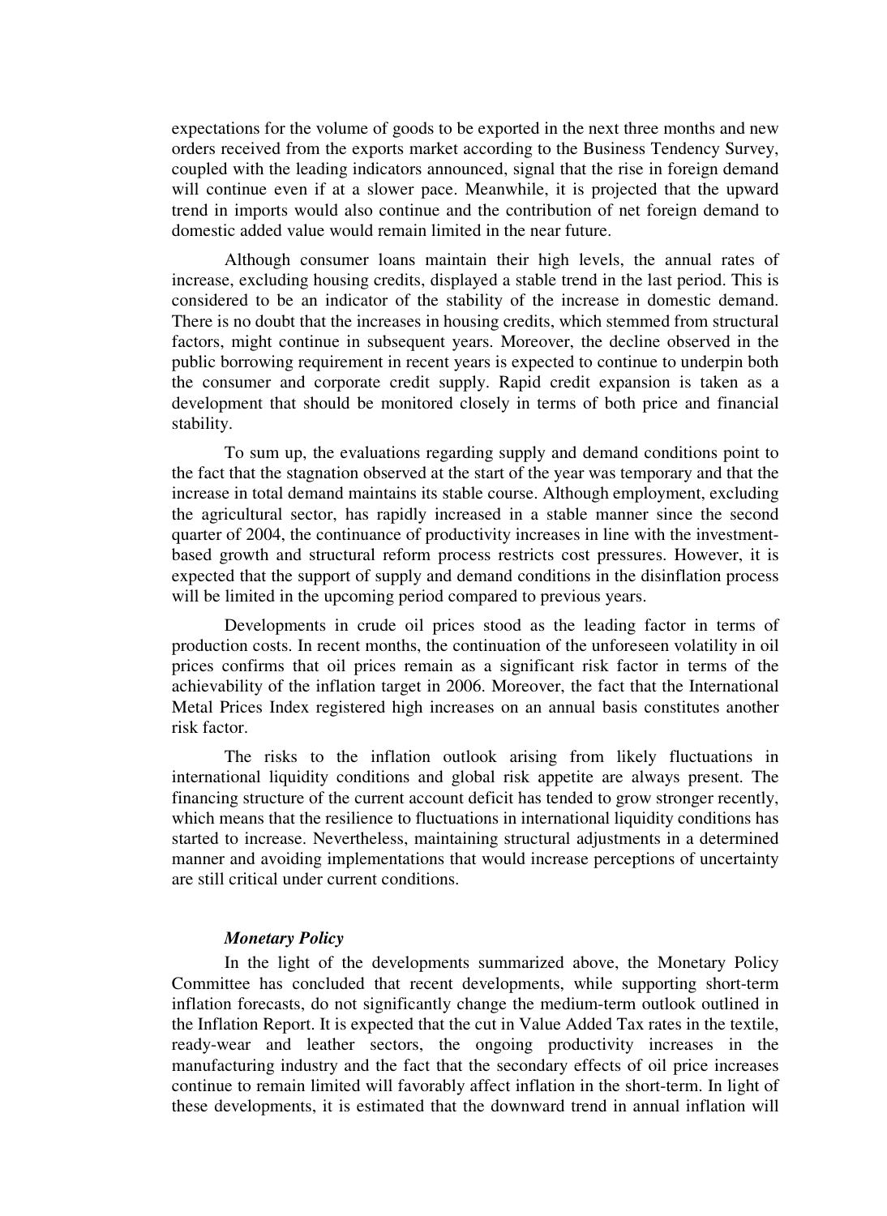expectations for the volume of goods to be exported in the next three months and new orders received from the exports market according to the Business Tendency Survey, coupled with the leading indicators announced, signal that the rise in foreign demand will continue even if at a slower pace. Meanwhile, it is projected that the upward trend in imports would also continue and the contribution of net foreign demand to domestic added value would remain limited in the near future.

Although consumer loans maintain their high levels, the annual rates of increase, excluding housing credits, displayed a stable trend in the last period. This is considered to be an indicator of the stability of the increase in domestic demand. There is no doubt that the increases in housing credits, which stemmed from structural factors, might continue in subsequent years. Moreover, the decline observed in the public borrowing requirement in recent years is expected to continue to underpin both the consumer and corporate credit supply. Rapid credit expansion is taken as a development that should be monitored closely in terms of both price and financial stability.

To sum up, the evaluations regarding supply and demand conditions point to the fact that the stagnation observed at the start of the year was temporary and that the increase in total demand maintains its stable course. Although employment, excluding the agricultural sector, has rapidly increased in a stable manner since the second quarter of 2004, the continuance of productivity increases in line with the investment-based growth and structural reform process restricts cost pressures. However, it is expected that the support of supply and demand conditions in the disinflation process will be limited in the upcoming period compared to previous years.

Developments in crude oil prices stood as the leading factor in terms of production costs. In recent months, the continuation of the unforeseen volatility in oil prices confirms that oil prices remain as a significant risk factor in terms of the achievability of the inflation target in 2006. Moreover, the fact that the International Metal Prices Index registered high increases on an annual basis constitutes another risk factor.

The risks to the inflation outlook arising from likely fluctuations in international liquidity conditions and global risk appetite are always present. The financing structure of the current account deficit has tended to grow stronger recently, which means that the resilience to fluctuations in international liquidity conditions has started to increase. Nevertheless, maintaining structural adjustments in a determined manner and avoiding implementations that would increase perceptions of uncertainty are still critical under current conditions.

***Monetary Policy***

In the light of the developments summarized above, the Monetary Policy Committee has concluded that recent developments, while supporting short-term inflation forecasts, do not significantly change the medium-term outlook outlined in the Inflation Report. It is expected that the cut in Value Added Tax rates in the textile, ready-wear and leather sectors, the ongoing productivity increases in the manufacturing industry and the fact that the secondary effects of oil price increases continue to remain limited will favorably affect inflation in the short-term. In light of these developments, it is estimated that the downward trend in annual inflation will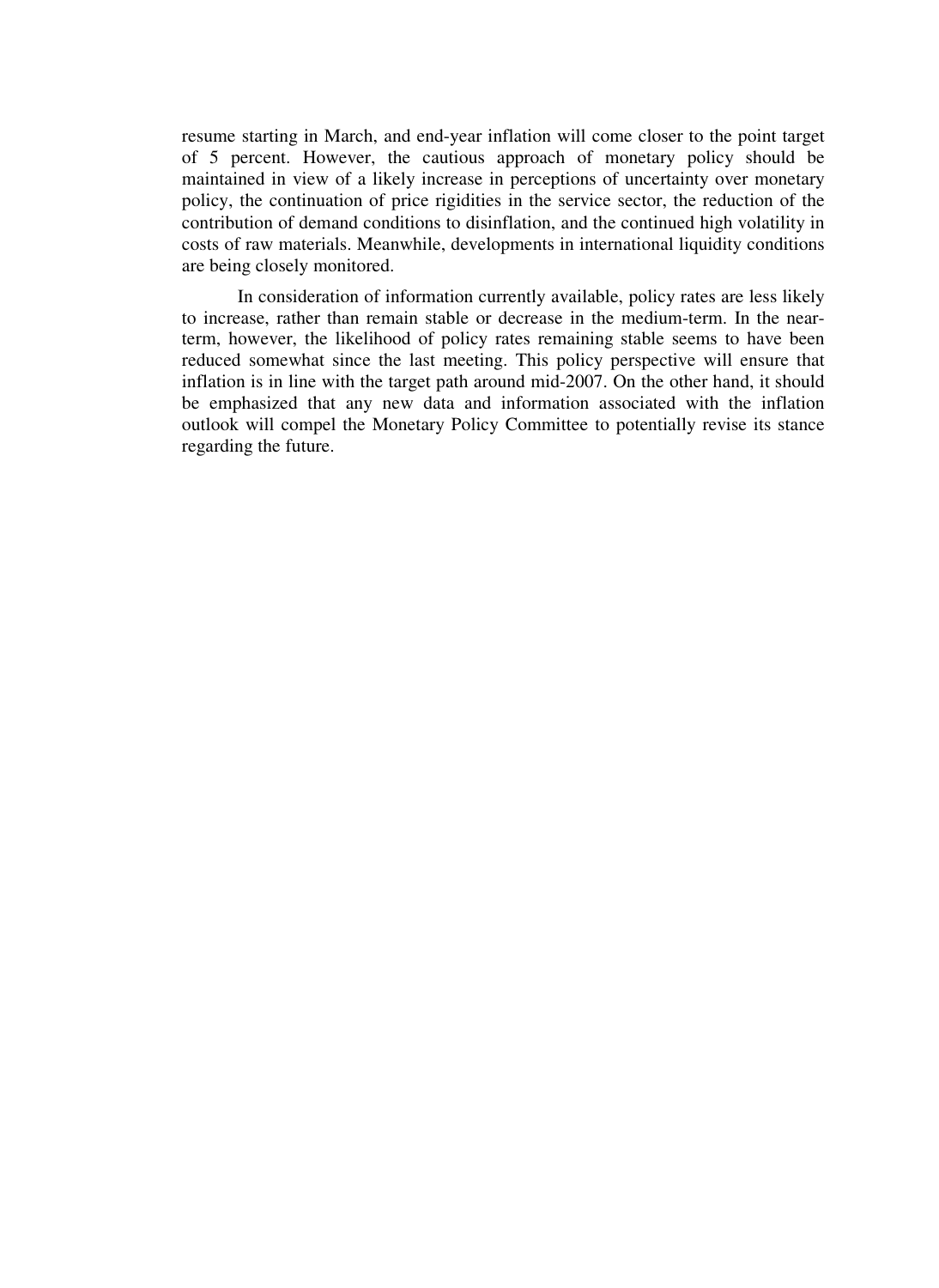resume starting in March, and end-year inflation will come closer to the point target of 5 percent. However, the cautious approach of monetary policy should be maintained in view of a likely increase in perceptions of uncertainty over monetary policy, the continuation of price rigidities in the service sector, the reduction of the contribution of demand conditions to disinflation, and the continued high volatility in costs of raw materials. Meanwhile, developments in international liquidity conditions are being closely monitored.

In consideration of information currently available, policy rates are less likely to increase, rather than remain stable or decrease in the medium-term. In the near-term, however, the likelihood of policy rates remaining stable seems to have been reduced somewhat since the last meeting. This policy perspective will ensure that inflation is in line with the target path around mid-2007. On the other hand, it should be emphasized that any new data and information associated with the inflation outlook will compel the Monetary Policy Committee to potentially revise its stance regarding the future.